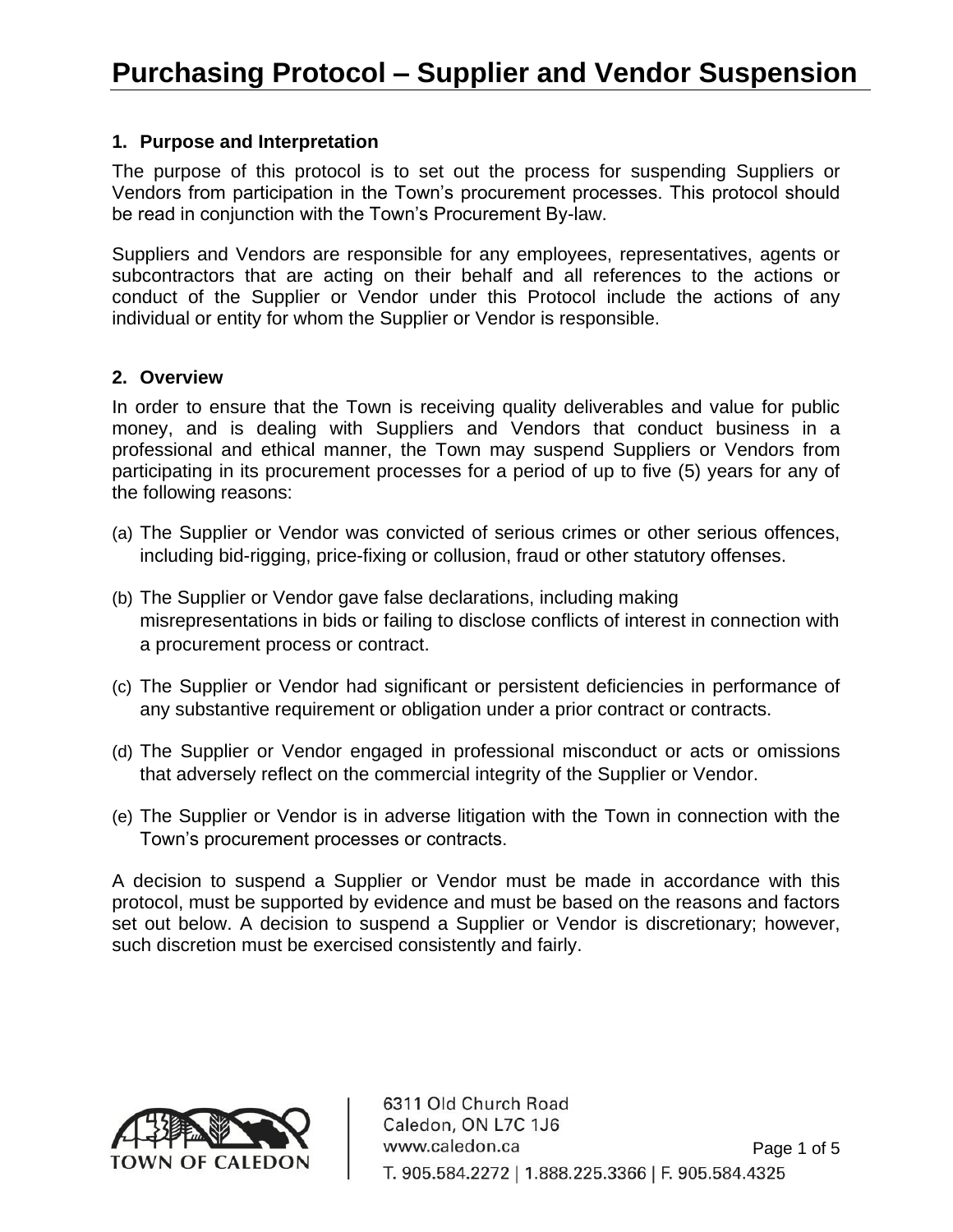# Purchasing Protocol – Supplier and Vendor Suspension

## 1. Purpose and Interpretation

The purpose of this protocol is to set out the process for suspending Suppliers or Vendors from participation in the Town's procurement processes. This protocol should be read in conjunction with the Town's Procurement By-law.

Suppliers and Vendors are responsible for any employees, representatives, agents or subcontractors that are acting on their behalf and all references to the actions or conduct of the Supplier or Vendor under this Protocol include the actions of any individual or entity for whom the Supplier or Vendor is responsible.

## 2. Overview

In order to ensure that the Town is receiving quality deliverables and value for public money, and is dealing with Suppliers and Vendors that conduct business in a professional and ethical manner, the Town may suspend Suppliers or Vendors from participating in its procurement processes for a period of up to five (5) years for any of the following reasons:

(a) The Supplier or Vendor was convicted of serious crimes or other serious offences, including bid-rigging, price-fixing or collusion, fraud or other statutory offenses.

(b) The Supplier or Vendor gave false declarations, including making misrepresentations in bids or failing to disclose conflicts of interest in connection with a procurement process or contract.

(c) The Supplier or Vendor had significant or persistent deficiencies in performance of any substantive requirement or obligation under a prior contract or contracts.

(d) The Supplier or Vendor engaged in professional misconduct or acts or omissions that adversely reflect on the commercial integrity of the Supplier or Vendor.

(e) The Supplier or Vendor is in adverse litigation with the Town in connection with the Town's procurement processes or contracts.

A decision to suspend a Supplier or Vendor must be made in accordance with this protocol, must be supported by evidence and must be based on the reasons and factors set out below. A decision to suspend a Supplier or Vendor is discretionary; however, such discretion must be exercised consistently and fairly.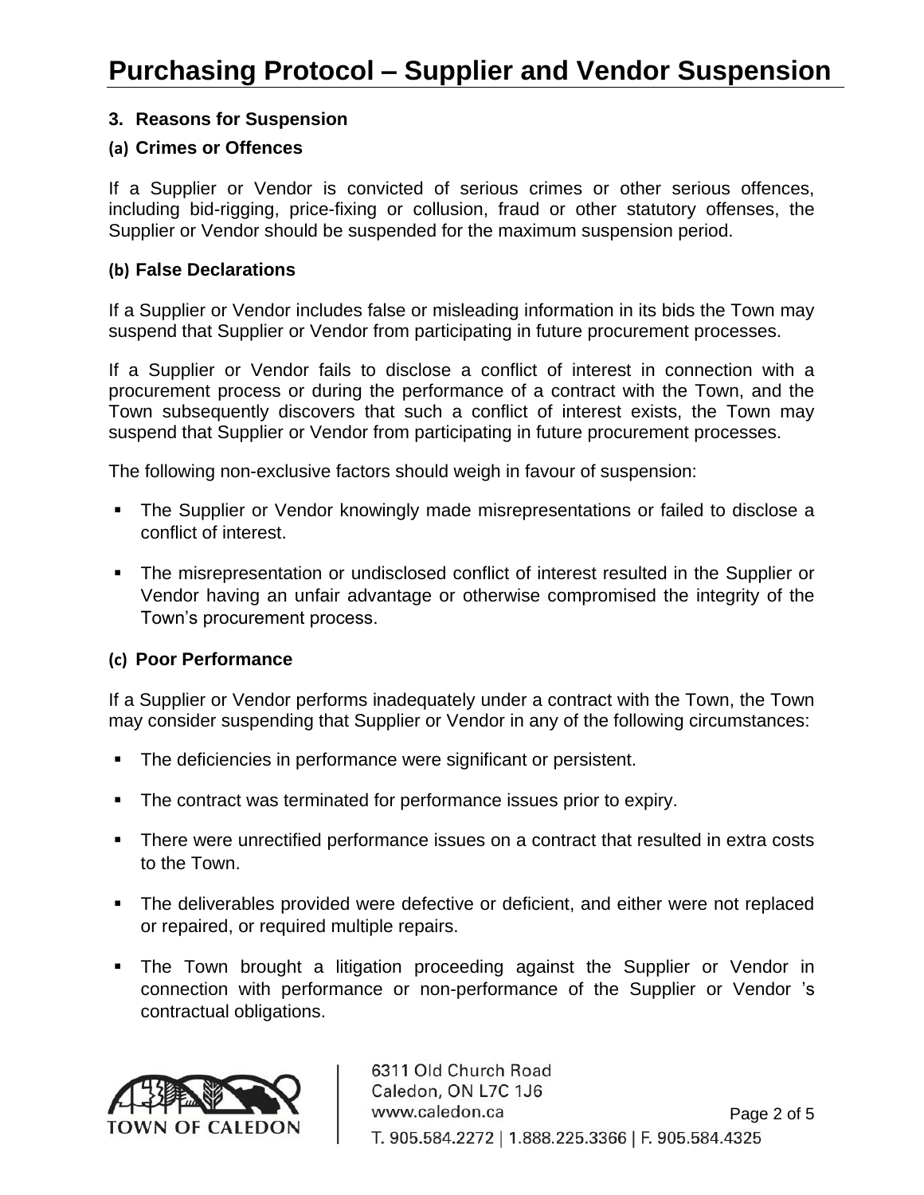## 3. Reasons for Suspension

### (a) Crimes or Offences

If a Supplier or Vendor is convicted of serious crimes or other serious offences, including bid-rigging, price-fixing or collusion, fraud or other statutory offenses, the Supplier or Vendor should be suspended for the maximum suspension period.

### (b) False Declarations

If a Supplier or Vendor includes false or misleading information in its bids the Town may suspend that Supplier or Vendor from participating in future procurement processes.

If a Supplier or Vendor fails to disclose a conflict of interest in connection with a procurement process or during the performance of a contract with the Town, and the Town subsequently discovers that such a conflict of interest exists, the Town may suspend that Supplier or Vendor from participating in future procurement processes.

The following non-exclusive factors should weigh in favour of suspension:

- The Supplier or Vendor knowingly made misrepresentations or failed to disclose a conflict of interest.
- The misrepresentation or undisclosed conflict of interest resulted in the Supplier or Vendor having an unfair advantage or otherwise compromised the integrity of the Town's procurement process.

### (c) Poor Performance

If a Supplier or Vendor performs inadequately under a contract with the Town, the Town may consider suspending that Supplier or Vendor in any of the following circumstances:

- The deficiencies in performance were significant or persistent.
- The contract was terminated for performance issues prior to expiry.
- There were unrectified performance issues on a contract that resulted in extra costs to the Town.
- The deliverables provided were defective or deficient, and either were not replaced or repaired, or required multiple repairs.
- The Town brought a litigation proceeding against the Supplier or Vendor in connection with performance or non-performance of the Supplier or Vendor 's contractual obligations.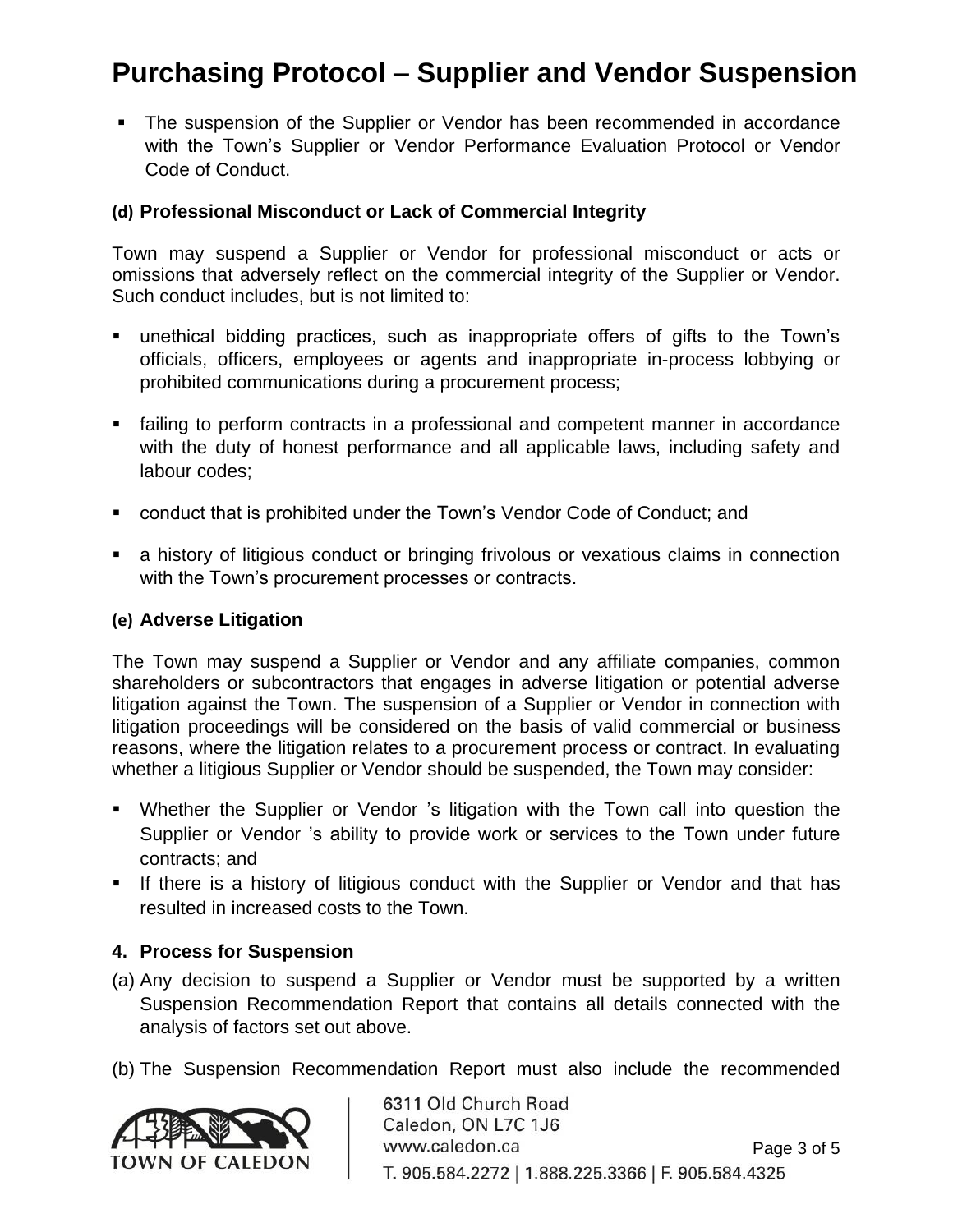- The suspension of the Supplier or Vendor has been recommended in accordance with the Town's Supplier or Vendor Performance Evaluation Protocol or Vendor Code of Conduct.

**(d) Professional Misconduct or Lack of Commercial Integrity**

Town may suspend a Supplier or Vendor for professional misconduct or acts or omissions that adversely reflect on the commercial integrity of the Supplier or Vendor. Such conduct includes, but is not limited to:

- unethical bidding practices, such as inappropriate offers of gifts to the Town's officials, officers, employees or agents and inappropriate in-process lobbying or prohibited communications during a procurement process;
- failing to perform contracts in a professional and competent manner in accordance with the duty of honest performance and all applicable laws, including safety and labour codes;
- conduct that is prohibited under the Town's Vendor Code of Conduct; and
- a history of litigious conduct or bringing frivolous or vexatious claims in connection with the Town's procurement processes or contracts.

**(e) Adverse Litigation**

The Town may suspend a Supplier or Vendor and any affiliate companies, common shareholders or subcontractors that engages in adverse litigation or potential adverse litigation against the Town. The suspension of a Supplier or Vendor in connection with litigation proceedings will be considered on the basis of valid commercial or business reasons, where the litigation relates to a procurement process or contract. In evaluating whether a litigious Supplier or Vendor should be suspended, the Town may consider:

- Whether the Supplier or Vendor 's litigation with the Town call into question the Supplier or Vendor 's ability to provide work or services to the Town under future contracts; and
- If there is a history of litigious conduct with the Supplier or Vendor and that has resulted in increased costs to the Town.

**4. Process for Suspension**

(a) Any decision to suspend a Supplier or Vendor must be supported by a written Suspension Recommendation Report that contains all details connected with the analysis of factors set out above.

(b) The Suspension Recommendation Report must also include the recommended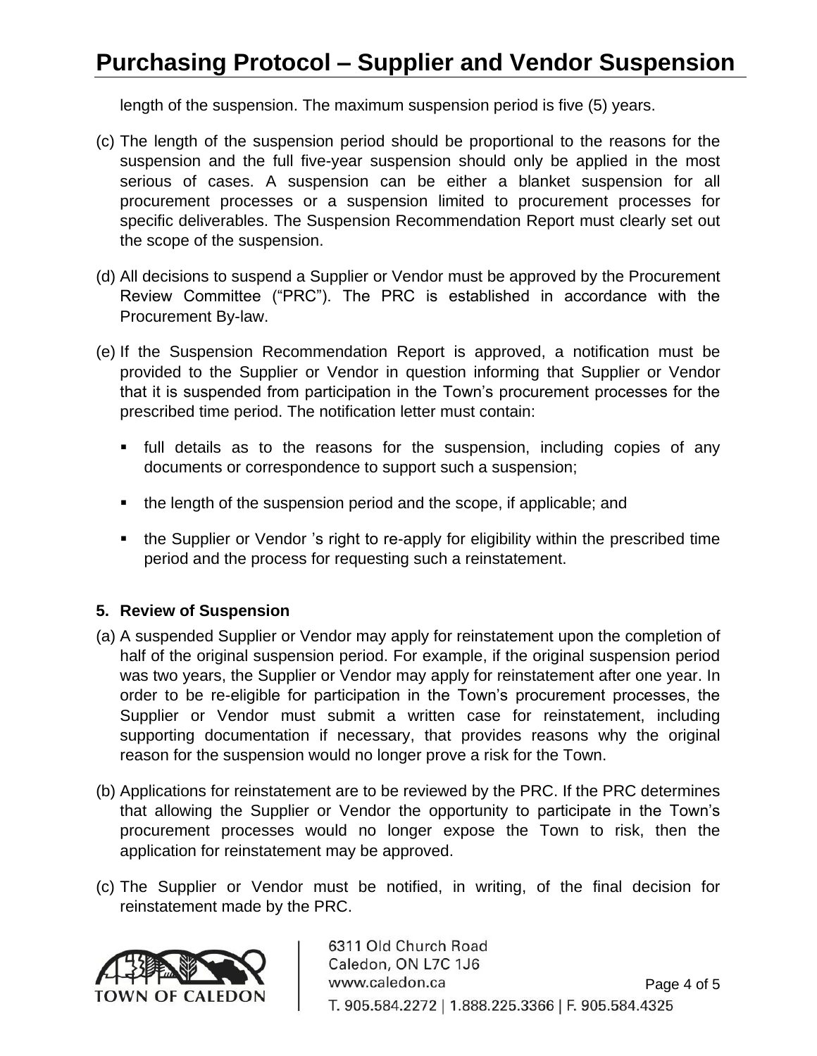length of the suspension. The maximum suspension period is five (5) years.

(c) The length of the suspension period should be proportional to the reasons for the suspension and the full five-year suspension should only be applied in the most serious of cases. A suspension can be either a blanket suspension for all procurement processes or a suspension limited to procurement processes for specific deliverables. The Suspension Recommendation Report must clearly set out the scope of the suspension.

(d) All decisions to suspend a Supplier or Vendor must be approved by the Procurement Review Committee ("PRC"). The PRC is established in accordance with the Procurement By-law.

(e) If the Suspension Recommendation Report is approved, a notification must be provided to the Supplier or Vendor in question informing that Supplier or Vendor that it is suspended from participation in the Town's procurement processes for the prescribed time period. The notification letter must contain:

- full details as to the reasons for the suspension, including copies of any documents or correspondence to support such a suspension;
- the length of the suspension period and the scope, if applicable; and
- the Supplier or Vendor 's right to re-apply for eligibility within the prescribed time period and the process for requesting such a reinstatement.

### 5. Review of Suspension

(a) A suspended Supplier or Vendor may apply for reinstatement upon the completion of half of the original suspension period. For example, if the original suspension period was two years, the Supplier or Vendor may apply for reinstatement after one year. In order to be re-eligible for participation in the Town's procurement processes, the Supplier or Vendor must submit a written case for reinstatement, including supporting documentation if necessary, that provides reasons why the original reason for the suspension would no longer prove a risk for the Town.

(b) Applications for reinstatement are to be reviewed by the PRC. If the PRC determines that allowing the Supplier or Vendor the opportunity to participate in the Town's procurement processes would no longer expose the Town to risk, then the application for reinstatement may be approved.

(c) The Supplier or Vendor must be notified, in writing, of the final decision for reinstatement made by the PRC.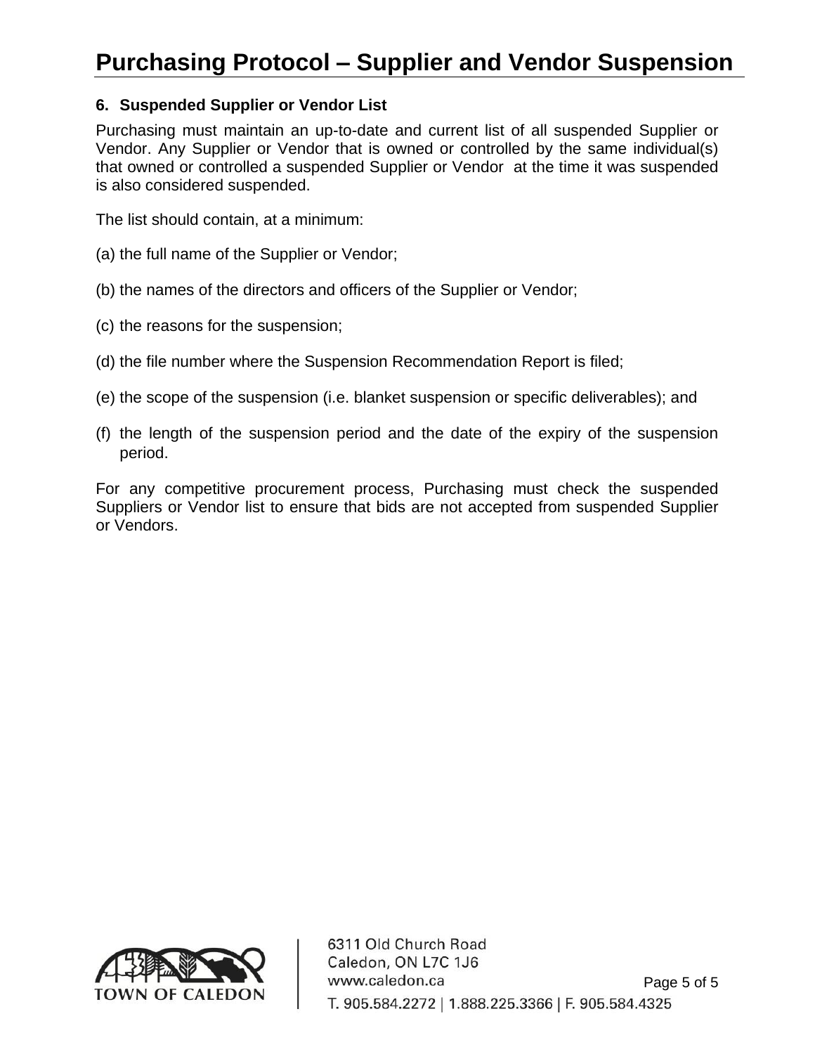### 6. Suspended Supplier or Vendor List

Purchasing must maintain an up-to-date and current list of all suspended Supplier or Vendor. Any Supplier or Vendor that is owned or controlled by the same individual(s) that owned or controlled a suspended Supplier or Vendor at the time it was suspended is also considered suspended.

The list should contain, at a minimum:

(a) the full name of the Supplier or Vendor;

(b) the names of the directors and officers of the Supplier or Vendor;

(c) the reasons for the suspension;

(d) the file number where the Suspension Recommendation Report is filed;

(e) the scope of the suspension (i.e. blanket suspension or specific deliverables); and

(f) the length of the suspension period and the date of the expiry of the suspension period.

For any competitive procurement process, Purchasing must check the suspended Suppliers or Vendor list to ensure that bids are not accepted from suspended Supplier or Vendors.